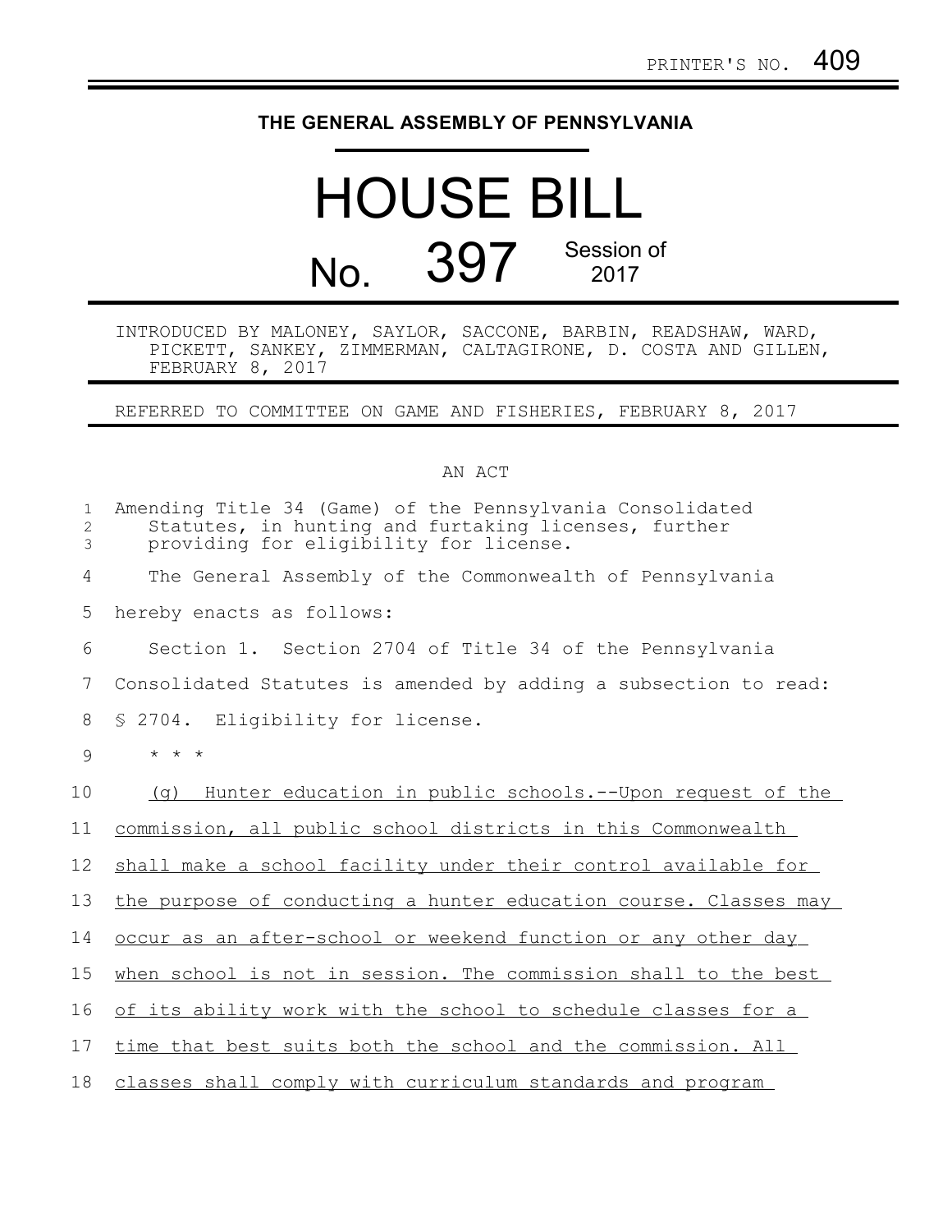PRINTER'S NO. 409

# THE GENERAL ASSEMBLY OF PENNSYLVANIA

# HOUSE BILL

## No. 397 Session of 2017

INTRODUCED BY MALONEY, SAYLOR, SACCONE, BARBIN, READSHAW, WARD, PICKETT, SANKEY, ZIMMERMAN, CALTAGIRONE, D. COSTA AND GILLEN, FEBRUARY 8, 2017

REFERRED TO COMMITTEE ON GAME AND FISHERIES, FEBRUARY 8, 2017

AN ACT

Amending Title 34 (Game) of the Pennsylvania Consolidated Statutes, in hunting and furtaking licenses, further providing for eligibility for license.

The General Assembly of the Commonwealth of Pennsylvania hereby enacts as follows:

Section 1. Section 2704 of Title 34 of the Pennsylvania Consolidated Statutes is amended by adding a subsection to read:

§ 2704. Eligibility for license.

* * *

(g) Hunter education in public schools.--Upon request of the commission, all public school districts in this Commonwealth shall make a school facility under their control available for the purpose of conducting a hunter education course. Classes may occur as an after-school or weekend function or any other day when school is not in session. The commission shall to the best of its ability work with the school to schedule classes for a time that best suits both the school and the commission. All classes shall comply with curriculum standards and program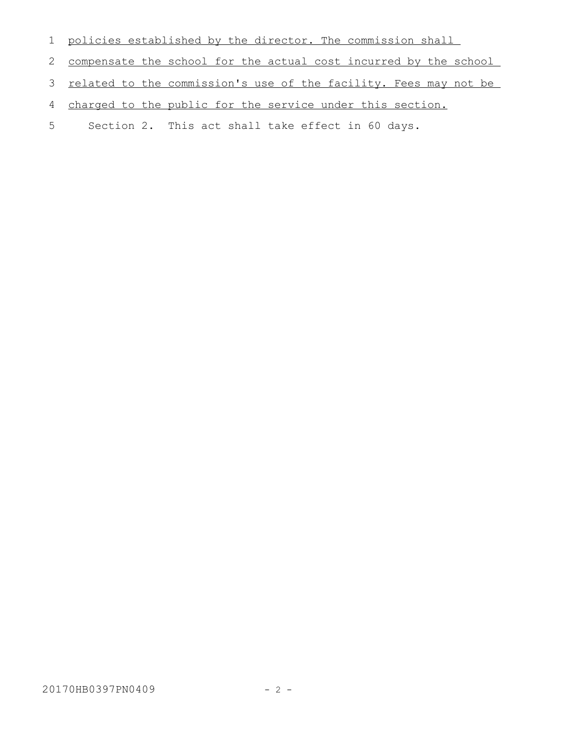policies established by the director. The commission shall compensate the school for the actual cost incurred by the school related to the commission's use of the facility. Fees may not be charged to the public for the service under this section.

Section 2. This act shall take effect in 60 days.